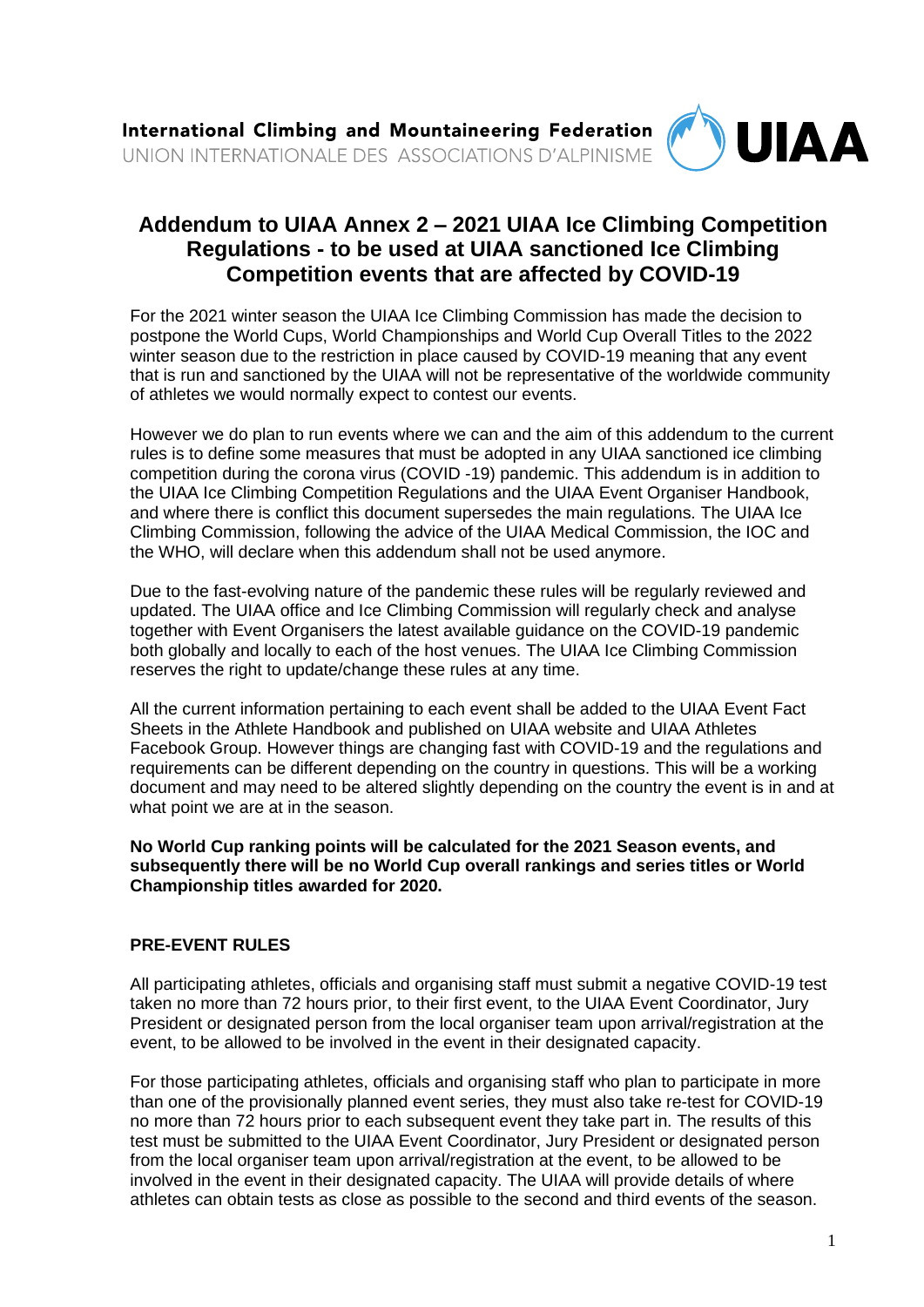International Climbing and Mountaineering Federation
UNION INTERNATIONALE DES ASSOCIATIONS D'ALPINISME
UIAA

# Addendum to UIAA Annex 2 – 2021 UIAA Ice Climbing Competition Regulations - to be used at UIAA sanctioned Ice Climbing Competition events that are affected by COVID-19

For the 2021 winter season the UIAA Ice Climbing Commission has made the decision to postpone the World Cups, World Championships and World Cup Overall Titles to the 2022 winter season due to the restriction in place caused by COVID-19 meaning that any event that is run and sanctioned by the UIAA will not be representative of the worldwide community of athletes we would normally expect to contest our events.

However we do plan to run events where we can and the aim of this addendum to the current rules is to define some measures that must be adopted in any UIAA sanctioned ice climbing competition during the corona virus (COVID -19) pandemic. This addendum is in addition to the UIAA Ice Climbing Competition Regulations and the UIAA Event Organiser Handbook, and where there is conflict this document supersedes the main regulations. The UIAA Ice Climbing Commission, following the advice of the UIAA Medical Commission, the IOC and the WHO, will declare when this addendum shall not be used anymore.

Due to the fast-evolving nature of the pandemic these rules will be regularly reviewed and updated. The UIAA office and Ice Climbing Commission will regularly check and analyse together with Event Organisers the latest available guidance on the COVID-19 pandemic both globally and locally to each of the host venues. The UIAA Ice Climbing Commission reserves the right to update/change these rules at any time.

All the current information pertaining to each event shall be added to the UIAA Event Fact Sheets in the Athlete Handbook and published on UIAA website and UIAA Athletes Facebook Group. However things are changing fast with COVID-19 and the regulations and requirements can be different depending on the country in questions. This will be a working document and may need to be altered slightly depending on the country the event is in and at what point we are at in the season.

**No World Cup ranking points will be calculated for the 2021 Season events, and subsequently there will be no World Cup overall rankings and series titles or World Championship titles awarded for 2020.**

## PRE-EVENT RULES

All participating athletes, officials and organising staff must submit a negative COVID-19 test taken no more than 72 hours prior, to their first event, to the UIAA Event Coordinator, Jury President or designated person from the local organiser team upon arrival/registration at the event, to be allowed to be involved in the event in their designated capacity.

For those participating athletes, officials and organising staff who plan to participate in more than one of the provisionally planned event series, they must also take re-test for COVID-19 no more than 72 hours prior to each subsequent event they take part in. The results of this test must be submitted to the UIAA Event Coordinator, Jury President or designated person from the local organiser team upon arrival/registration at the event, to be allowed to be involved in the event in their designated capacity. The UIAA will provide details of where athletes can obtain tests as close as possible to the second and third events of the season.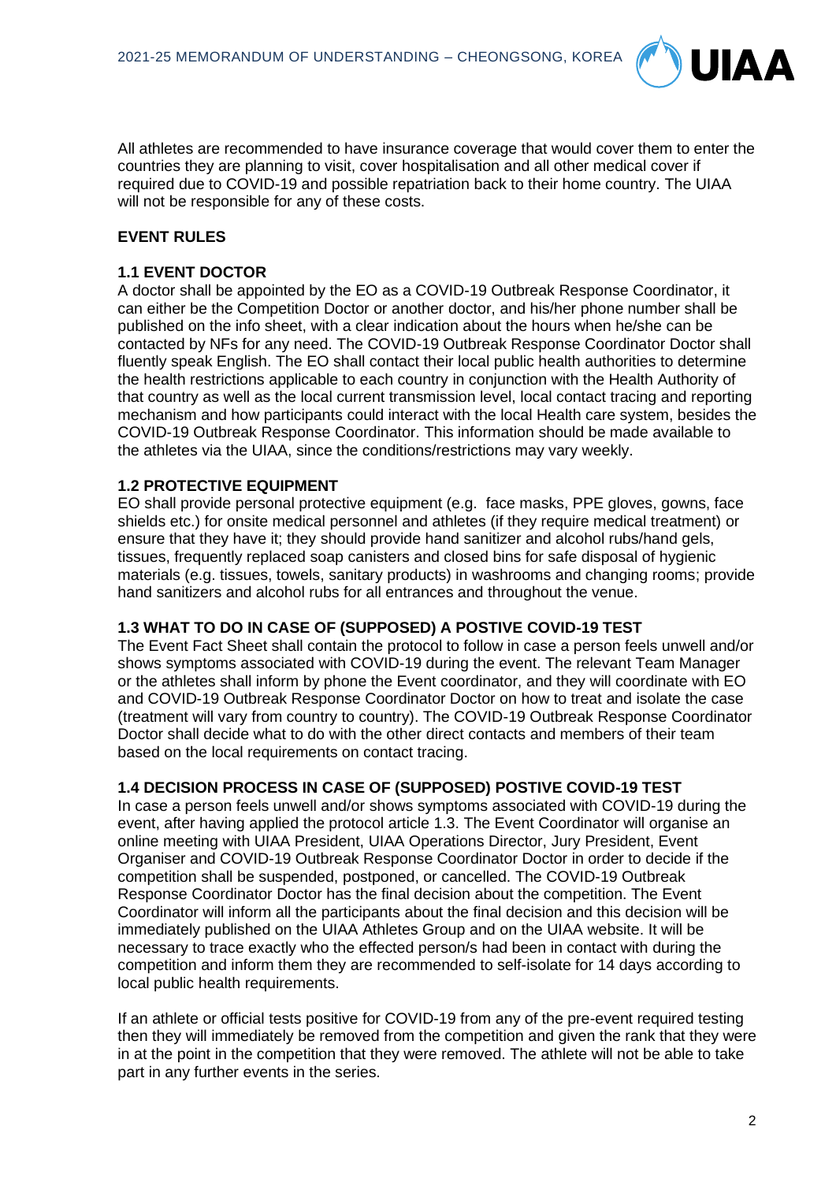All athletes are recommended to have insurance coverage that would cover them to enter the countries they are planning to visit, cover hospitalisation and all other medical cover if required due to COVID-19 and possible repatriation back to their home country. The UIAA will not be responsible for any of these costs.

## EVENT RULES

### 1.1 EVENT DOCTOR

A doctor shall be appointed by the EO as a COVID-19 Outbreak Response Coordinator, it can either be the Competition Doctor or another doctor, and his/her phone number shall be published on the info sheet, with a clear indication about the hours when he/she can be contacted by NFs for any need. The COVID-19 Outbreak Response Coordinator Doctor shall fluently speak English. The EO shall contact their local public health authorities to determine the health restrictions applicable to each country in conjunction with the Health Authority of that country as well as the local current transmission level, local contact tracing and reporting mechanism and how participants could interact with the local Health care system, besides the COVID-19 Outbreak Response Coordinator. This information should be made available to the athletes via the UIAA, since the conditions/restrictions may vary weekly.

### 1.2 PROTECTIVE EQUIPMENT

EO shall provide personal protective equipment (e.g. face masks, PPE gloves, gowns, face shields etc.) for onsite medical personnel and athletes (if they require medical treatment) or ensure that they have it; they should provide hand sanitizer and alcohol rubs/hand gels, tissues, frequently replaced soap canisters and closed bins for safe disposal of hygienic materials (e.g. tissues, towels, sanitary products) in washrooms and changing rooms; provide hand sanitizers and alcohol rubs for all entrances and throughout the venue.

### 1.3 WHAT TO DO IN CASE OF (SUPPOSED) A POSTIVE COVID-19 TEST

The Event Fact Sheet shall contain the protocol to follow in case a person feels unwell and/or shows symptoms associated with COVID-19 during the event. The relevant Team Manager or the athletes shall inform by phone the Event coordinator, and they will coordinate with EO and COVID-19 Outbreak Response Coordinator Doctor on how to treat and isolate the case (treatment will vary from country to country). The COVID-19 Outbreak Response Coordinator Doctor shall decide what to do with the other direct contacts and members of their team based on the local requirements on contact tracing.

### 1.4 DECISION PROCESS IN CASE OF (SUPPOSED) POSTIVE COVID-19 TEST

In case a person feels unwell and/or shows symptoms associated with COVID-19 during the event, after having applied the protocol article 1.3. The Event Coordinator will organise an online meeting with UIAA President, UIAA Operations Director, Jury President, Event Organiser and COVID-19 Outbreak Response Coordinator Doctor in order to decide if the competition shall be suspended, postponed, or cancelled. The COVID-19 Outbreak Response Coordinator Doctor has the final decision about the competition. The Event Coordinator will inform all the participants about the final decision and this decision will be immediately published on the UIAA Athletes Group and on the UIAA website. It will be necessary to trace exactly who the effected person/s had been in contact with during the competition and inform them they are recommended to self-isolate for 14 days according to local public health requirements.

If an athlete or official tests positive for COVID-19 from any of the pre-event required testing then they will immediately be removed from the competition and given the rank that they were in at the point in the competition that they were removed. The athlete will not be able to take part in any further events in the series.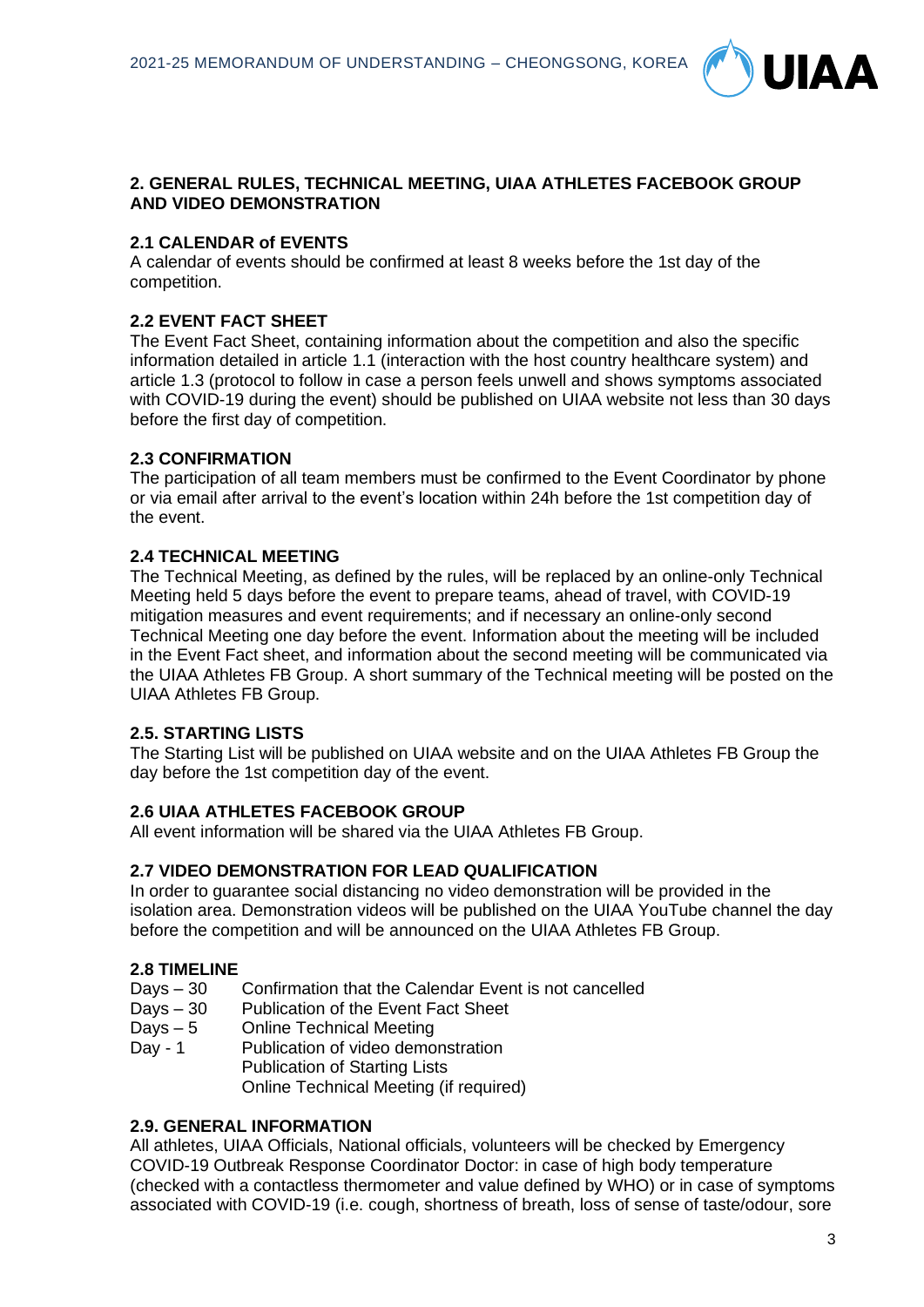## 2. GENERAL RULES, TECHNICAL MEETING, UIAA ATHLETES FACEBOOK GROUP AND VIDEO DEMONSTRATION

### 2.1 CALENDAR of EVENTS

A calendar of events should be confirmed at least 8 weeks before the 1st day of the competition.

### 2.2 EVENT FACT SHEET

The Event Fact Sheet, containing information about the competition and also the specific information detailed in article 1.1 (interaction with the host country healthcare system) and article 1.3 (protocol to follow in case a person feels unwell and shows symptoms associated with COVID-19 during the event) should be published on UIAA website not less than 30 days before the first day of competition.

### 2.3 CONFIRMATION

The participation of all team members must be confirmed to the Event Coordinator by phone or via email after arrival to the event's location within 24h before the 1st competition day of the event.

### 2.4 TECHNICAL MEETING

The Technical Meeting, as defined by the rules, will be replaced by an online-only Technical Meeting held 5 days before the event to prepare teams, ahead of travel, with COVID-19 mitigation measures and event requirements; and if necessary an online-only second Technical Meeting one day before the event. Information about the meeting will be included in the Event Fact sheet, and information about the second meeting will be communicated via the UIAA Athletes FB Group. A short summary of the Technical meeting will be posted on the UIAA Athletes FB Group.

### 2.5. STARTING LISTS

The Starting List will be published on UIAA website and on the UIAA Athletes FB Group the day before the 1st competition day of the event.

### 2.6 UIAA ATHLETES FACEBOOK GROUP

All event information will be shared via the UIAA Athletes FB Group.

### 2.7 VIDEO DEMONSTRATION FOR LEAD QUALIFICATION

In order to guarantee social distancing no video demonstration will be provided in the isolation area. Demonstration videos will be published on the UIAA YouTube channel the day before the competition and will be announced on the UIAA Athletes FB Group.

### 2.8 TIMELINE

| | |
|---|---|
| Days – 30 | Confirmation that the Calendar Event is not cancelled |
| Days – 30 | Publication of the Event Fact Sheet |
| Days – 5 | Online Technical Meeting |
| Day - 1 | Publication of video demonstration<br>Publication of Starting Lists<br>Online Technical Meeting (if required) |

### 2.9. GENERAL INFORMATION

All athletes, UIAA Officials, National officials, volunteers will be checked by Emergency COVID-19 Outbreak Response Coordinator Doctor: in case of high body temperature (checked with a contactless thermometer and value defined by WHO) or in case of symptoms associated with COVID-19 (i.e. cough, shortness of breath, loss of sense of taste/odour, sore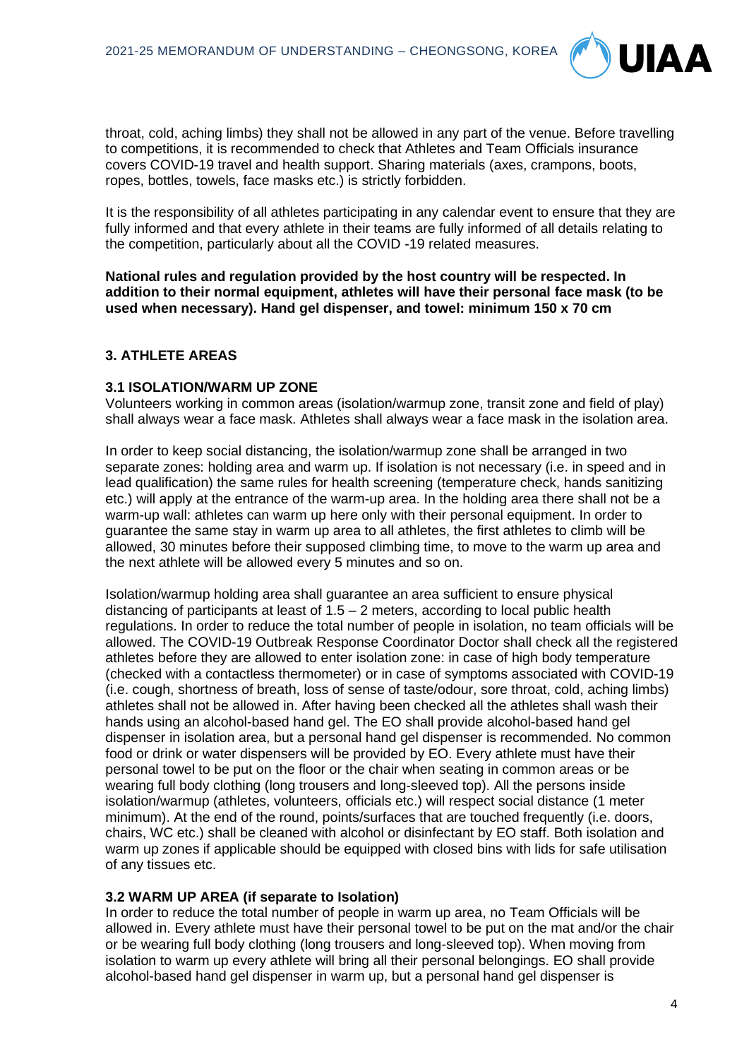throat, cold, aching limbs) they shall not be allowed in any part of the venue. Before travelling to competitions, it is recommended to check that Athletes and Team Officials insurance covers COVID-19 travel and health support. Sharing materials (axes, crampons, boots, ropes, bottles, towels, face masks etc.) is strictly forbidden.

It is the responsibility of all athletes participating in any calendar event to ensure that they are fully informed and that every athlete in their teams are fully informed of all details relating to the competition, particularly about all the COVID -19 related measures.

**National rules and regulation provided by the host country will be respected. In addition to their normal equipment, athletes will have their personal face mask (to be used when necessary). Hand gel dispenser, and towel: minimum 150 x 70 cm**

## 3. ATHLETE AREAS

### 3.1 ISOLATION/WARM UP ZONE

Volunteers working in common areas (isolation/warmup zone, transit zone and field of play) shall always wear a face mask. Athletes shall always wear a face mask in the isolation area.

In order to keep social distancing, the isolation/warmup zone shall be arranged in two separate zones: holding area and warm up. If isolation is not necessary (i.e. in speed and in lead qualification) the same rules for health screening (temperature check, hands sanitizing etc.) will apply at the entrance of the warm-up area. In the holding area there shall not be a warm-up wall: athletes can warm up here only with their personal equipment. In order to guarantee the same stay in warm up area to all athletes, the first athletes to climb will be allowed, 30 minutes before their supposed climbing time, to move to the warm up area and the next athlete will be allowed every 5 minutes and so on.

Isolation/warmup holding area shall guarantee an area sufficient to ensure physical distancing of participants at least of 1.5 – 2 meters, according to local public health regulations. In order to reduce the total number of people in isolation, no team officials will be allowed. The COVID-19 Outbreak Response Coordinator Doctor shall check all the registered athletes before they are allowed to enter isolation zone: in case of high body temperature (checked with a contactless thermometer) or in case of symptoms associated with COVID-19 (i.e. cough, shortness of breath, loss of sense of taste/odour, sore throat, cold, aching limbs) athletes shall not be allowed in. After having been checked all the athletes shall wash their hands using an alcohol-based hand gel. The EO shall provide alcohol-based hand gel dispenser in isolation area, but a personal hand gel dispenser is recommended. No common food or drink or water dispensers will be provided by EO. Every athlete must have their personal towel to be put on the floor or the chair when seating in common areas or be wearing full body clothing (long trousers and long-sleeved top). All the persons inside isolation/warmup (athletes, volunteers, officials etc.) will respect social distance (1 meter minimum). At the end of the round, points/surfaces that are touched frequently (i.e. doors, chairs, WC etc.) shall be cleaned with alcohol or disinfectant by EO staff. Both isolation and warm up zones if applicable should be equipped with closed bins with lids for safe utilisation of any tissues etc.

### 3.2 WARM UP AREA (if separate to Isolation)

In order to reduce the total number of people in warm up area, no Team Officials will be allowed in. Every athlete must have their personal towel to be put on the mat and/or the chair or be wearing full body clothing (long trousers and long-sleeved top). When moving from isolation to warm up every athlete will bring all their personal belongings. EO shall provide alcohol-based hand gel dispenser in warm up, but a personal hand gel dispenser is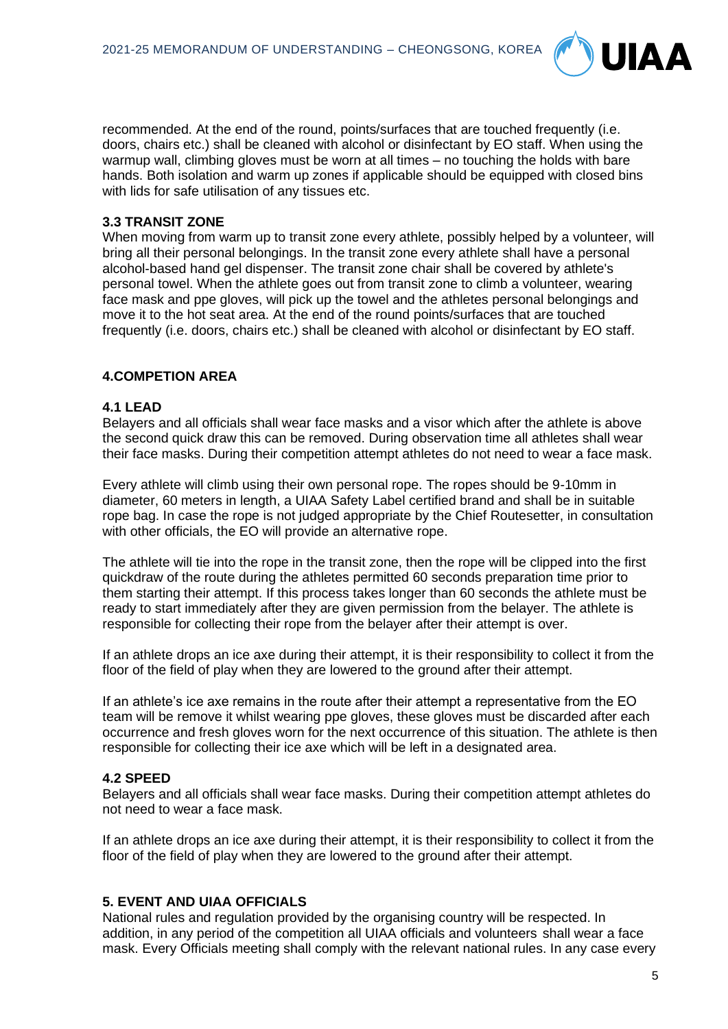recommended. At the end of the round, points/surfaces that are touched frequently (i.e. doors, chairs etc.) shall be cleaned with alcohol or disinfectant by EO staff. When using the warmup wall, climbing gloves must be worn at all times – no touching the holds with bare hands. Both isolation and warm up zones if applicable should be equipped with closed bins with lids for safe utilisation of any tissues etc.

### 3.3 TRANSIT ZONE

When moving from warm up to transit zone every athlete, possibly helped by a volunteer, will bring all their personal belongings. In the transit zone every athlete shall have a personal alcohol-based hand gel dispenser. The transit zone chair shall be covered by athlete's personal towel. When the athlete goes out from transit zone to climb a volunteer, wearing face mask and ppe gloves, will pick up the towel and the athletes personal belongings and move it to the hot seat area. At the end of the round points/surfaces that are touched frequently (i.e. doors, chairs etc.) shall be cleaned with alcohol or disinfectant by EO staff.

## 4.COMPETION AREA

### 4.1 LEAD

Belayers and all officials shall wear face masks and a visor which after the athlete is above the second quick draw this can be removed. During observation time all athletes shall wear their face masks. During their competition attempt athletes do not need to wear a face mask.

Every athlete will climb using their own personal rope. The ropes should be 9-10mm in diameter, 60 meters in length, a UIAA Safety Label certified brand and shall be in suitable rope bag. In case the rope is not judged appropriate by the Chief Routesetter, in consultation with other officials, the EO will provide an alternative rope.

The athlete will tie into the rope in the transit zone, then the rope will be clipped into the first quickdraw of the route during the athletes permitted 60 seconds preparation time prior to them starting their attempt. If this process takes longer than 60 seconds the athlete must be ready to start immediately after they are given permission from the belayer. The athlete is responsible for collecting their rope from the belayer after their attempt is over.

If an athlete drops an ice axe during their attempt, it is their responsibility to collect it from the floor of the field of play when they are lowered to the ground after their attempt.

If an athlete's ice axe remains in the route after their attempt a representative from the EO team will be remove it whilst wearing ppe gloves, these gloves must be discarded after each occurrence and fresh gloves worn for the next occurrence of this situation. The athlete is then responsible for collecting their ice axe which will be left in a designated area.

### 4.2 SPEED

Belayers and all officials shall wear face masks. During their competition attempt athletes do not need to wear a face mask.

If an athlete drops an ice axe during their attempt, it is their responsibility to collect it from the floor of the field of play when they are lowered to the ground after their attempt.

## 5. EVENT AND UIAA OFFICIALS

National rules and regulation provided by the organising country will be respected. In addition, in any period of the competition all UIAA officials and volunteers shall wear a face mask. Every Officials meeting shall comply with the relevant national rules. In any case every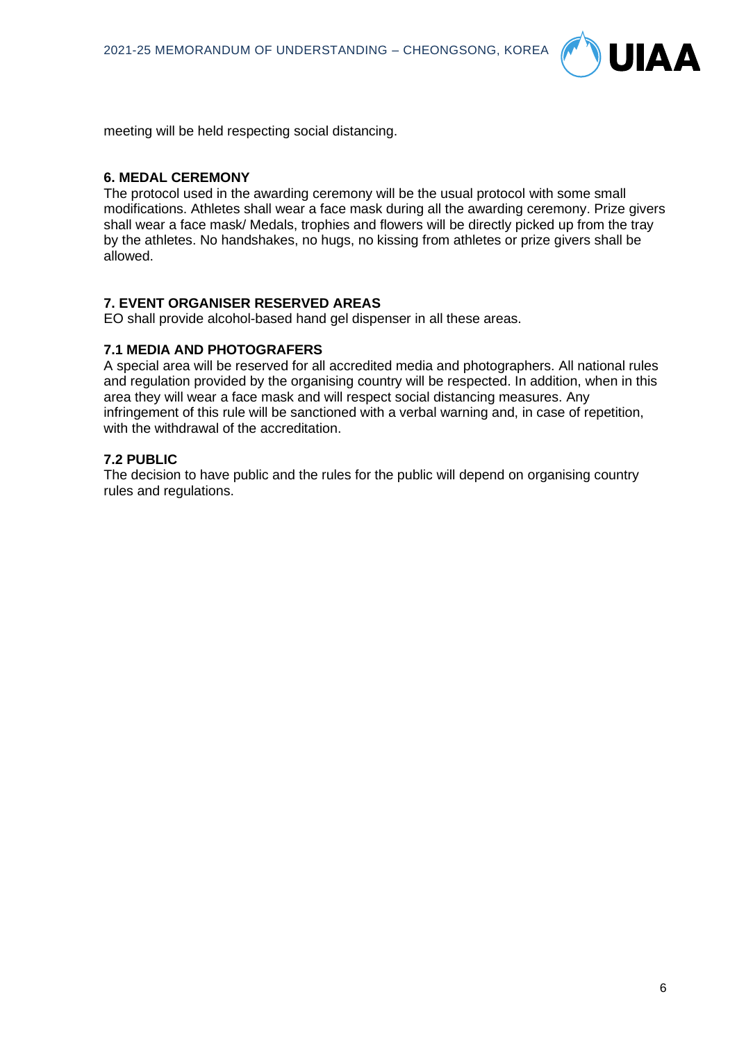meeting will be held respecting social distancing.

## 6. MEDAL CEREMONY

The protocol used in the awarding ceremony will be the usual protocol with some small modifications. Athletes shall wear a face mask during all the awarding ceremony. Prize givers shall wear a face mask/ Medals, trophies and flowers will be directly picked up from the tray by the athletes. No handshakes, no hugs, no kissing from athletes or prize givers shall be allowed.

## 7. EVENT ORGANISER RESERVED AREAS

EO shall provide alcohol-based hand gel dispenser in all these areas.

### 7.1 MEDIA AND PHOTOGRAFERS

A special area will be reserved for all accredited media and photographers. All national rules and regulation provided by the organising country will be respected. In addition, when in this area they will wear a face mask and will respect social distancing measures. Any infringement of this rule will be sanctioned with a verbal warning and, in case of repetition, with the withdrawal of the accreditation.

### 7.2 PUBLIC

The decision to have public and the rules for the public will depend on organising country rules and regulations.